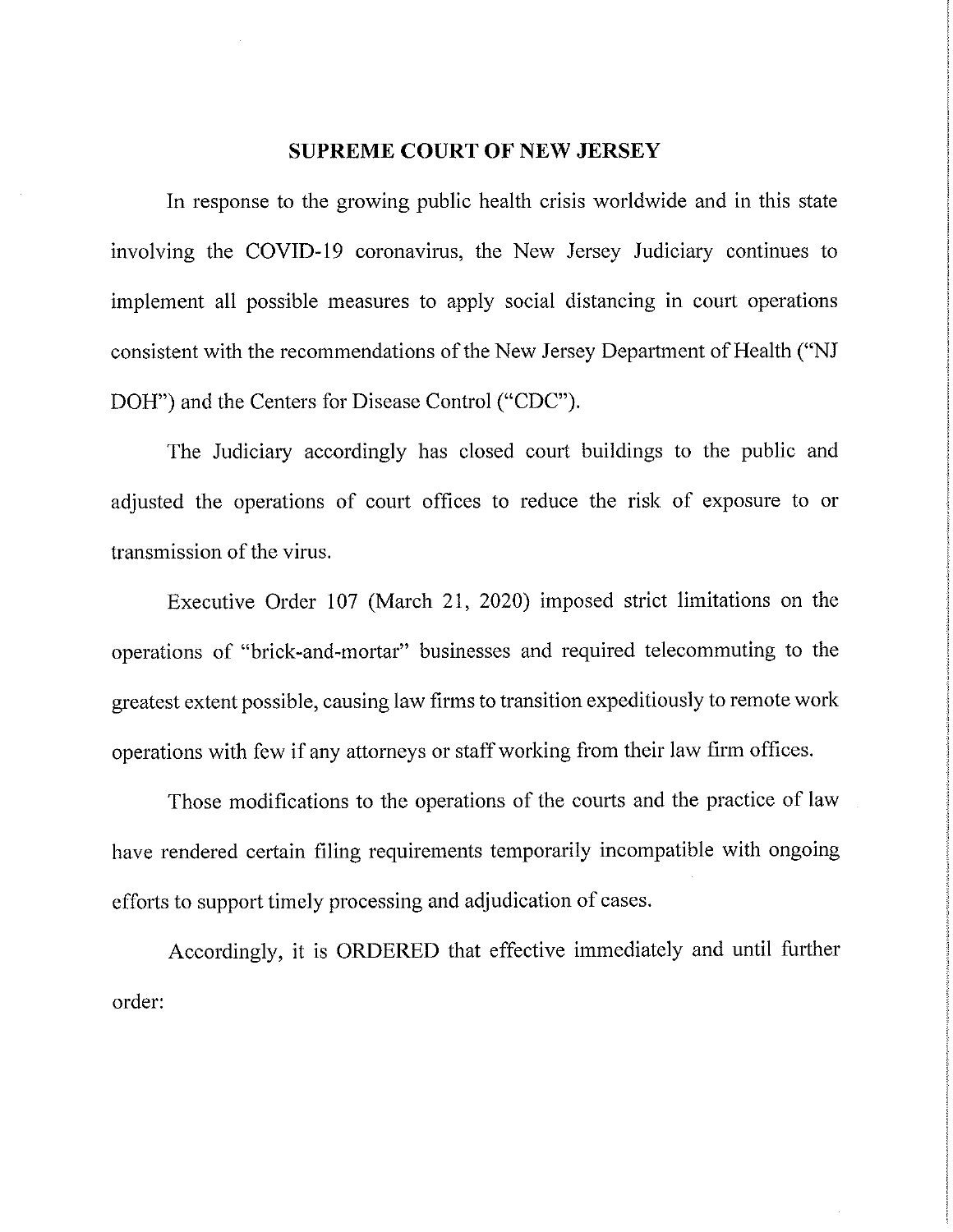## SUPREME COURT OF NEW JERSEY

In response to the growing public health crisis worldwide and in this state involving the COVID-19 coronavirus, the New Jersey Judiciary continues to implement all possible measures to apply social distancing in court operations consistent with the recommendations of the New Jersey Department of Health ("NJ DOH") and the Centers for Disease Control ("CDC").

The Judiciary accordingly has closed court buildings to the public and adjusted the operations of court offices to reduce the risk of exposure to or transmission of the virus.

Executive Order 107 (March 21, 2020) imposed strict limitations on the operations of "brick-and-mortar" businesses and required telecommuting to the greatest extent possible, causing law firms to transition expeditiously to remote work operations with few if any attorneys or staff working from their law firm offices.

Those modifications to the operations of the courts and the practice of law have rendered certain filing requirements temporarily incompatible with ongoing efforts to support timely processing and adjudication of cases.

Accordingly, it is ORDERED that effective immediately and until further order: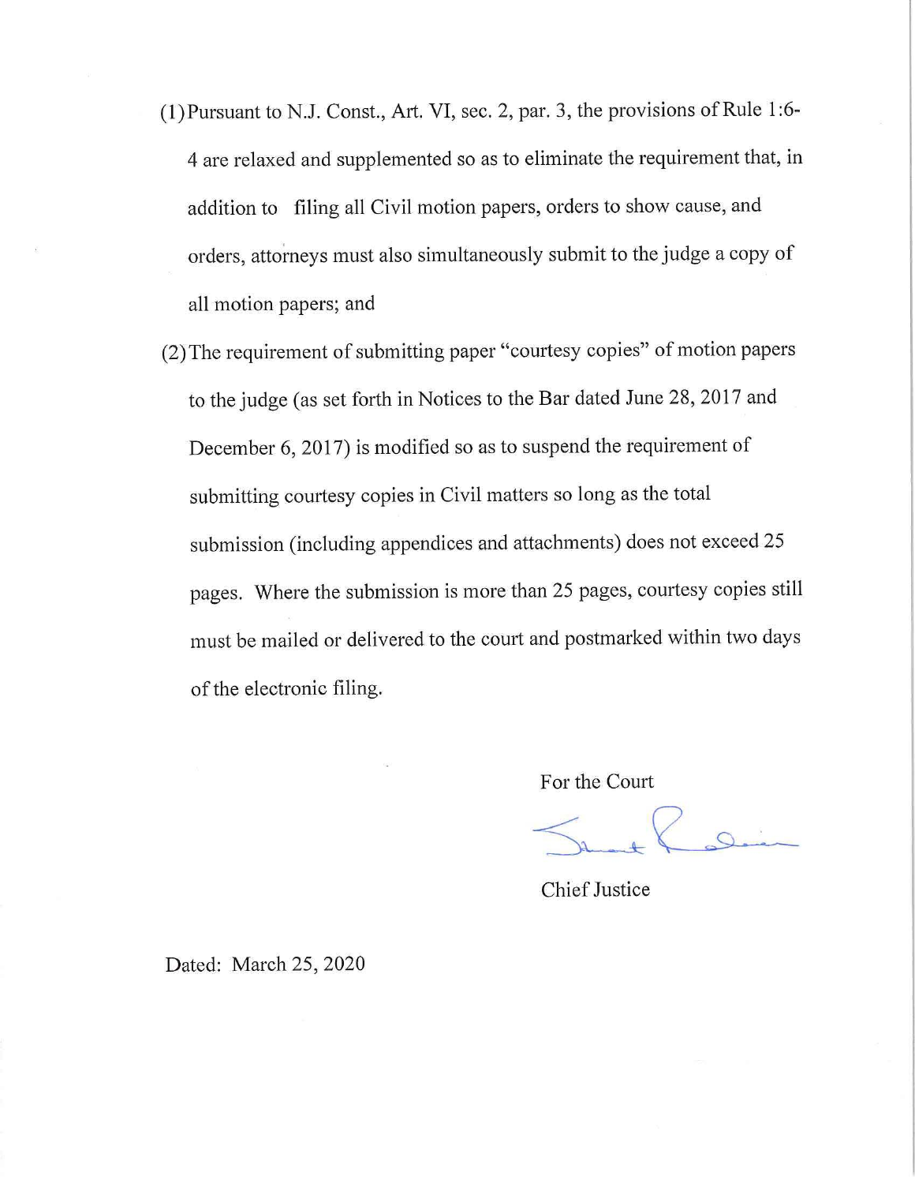(1) Pursuant to N.J. Const., Art. VI, sec. 2, par. 3, the provisions of Rule 1:6-4 are relaxed and supplemented so as to eliminate the requirement that, in addition to filing all Civil motion papers, orders to show cause, and orders, attorneys must also simultaneously submit to the judge a copy of all motion papers; and

(2) The requirement of submitting paper "courtesy copies" of motion papers to the judge (as set forth in Notices to the Bar dated June 28, 2017 and December 6, 2017) is modified so as to suspend the requirement of submitting courtesy copies in Civil matters so long as the total submission (including appendices and attachments) does not exceed 25 pages. Where the submission is more than 25 pages, courtesy copies still must be mailed or delivered to the court and postmarked within two days of the electronic filing.

For the Court

Chief Justice

Dated: March 25, 2020